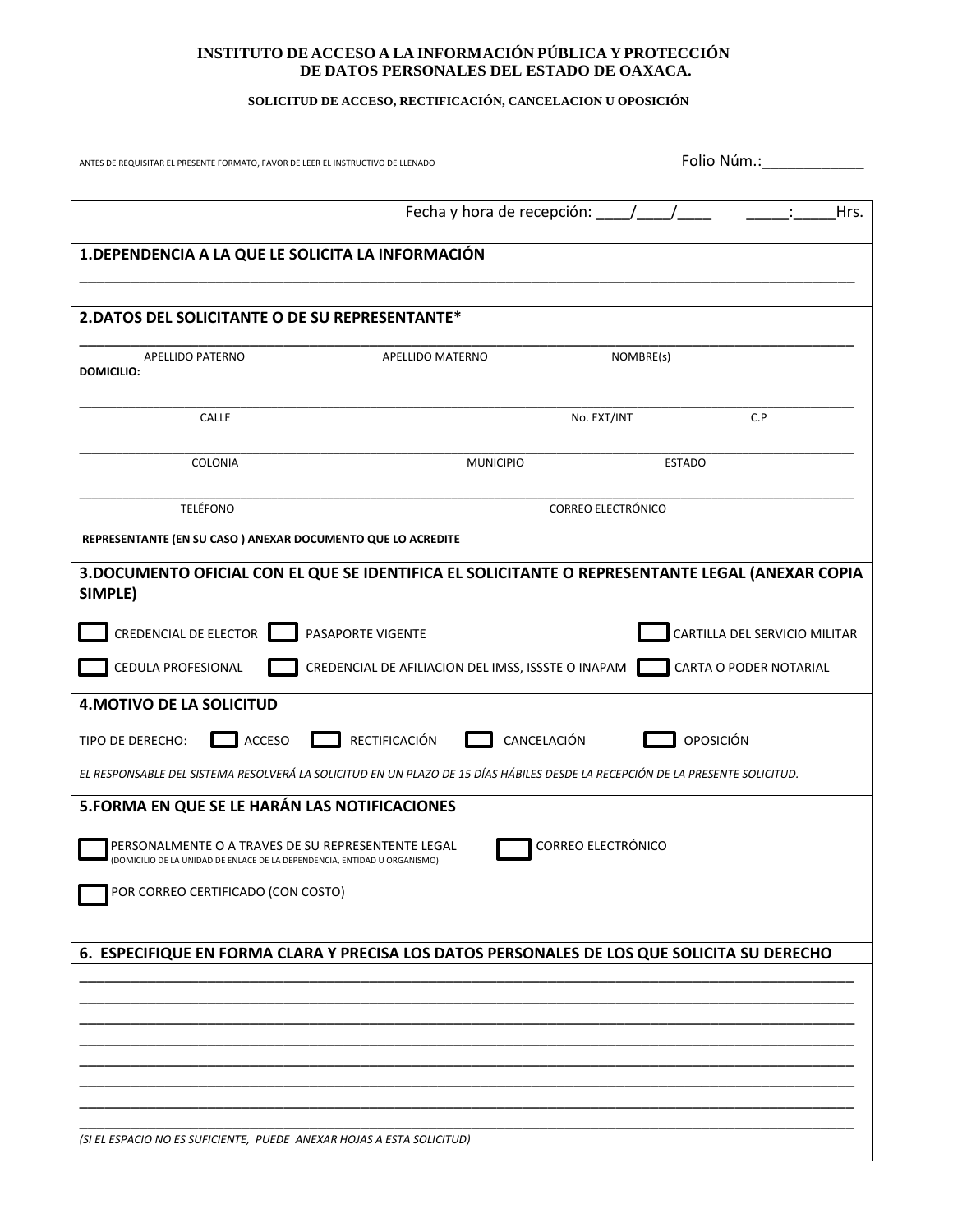**INSTITUTO DE ACCESO A LA INFORMACIÓN PÚBLICA Y PROTECCIÓN DE DATOS PERSONALES DEL ESTADO DE OAXACA.**

**SOLICITUD DE ACCESO, RECTIFICACIÓN, CANCELACION U OPOSICIÓN**

ANTES DE REQUISITAR EL PRESENTE FORMATO, FAVOR DE LEER EL INSTRUCTIVO DE LLENADO

Folio Núm.:____________

Fecha y hora de recepción: ____/____/____ _____:_____Hrs.

## 1.DEPENDENCIA A LA QUE LE SOLICITA LA INFORMACIÓN

_______________________________________________________________________________

## 2.DATOS DEL SOLICITANTE O DE SU REPRESENTANTE*

_______________________________________________________________________________

APELLIDO PATERNO APELLIDO MATERNO NOMBRE(s)

**DOMICILIO:**

_______________________________________________________________________________

CALLE No. EXT/INT C.P

_______________________________________________________________________________

COLONIA MUNICIPIO ESTADO

_______________________________________________________________________________

TELÉFONO CORREO ELECTRÓNICO

**REPRESENTANTE (EN SU CASO ) ANEXAR DOCUMENTO QUE LO ACREDITE**

## 3.DOCUMENTO OFICIAL CON EL QUE SE IDENTIFICA EL SOLICITANTE O REPRESENTANTE LEGAL (ANEXAR COPIA SIMPLE)

☐ CREDENCIAL DE ELECTOR ☐ PASAPORTE VIGENTE ☐ CARTILLA DEL SERVICIO MILITAR

☐ CEDULA PROFESIONAL ☐ CREDENCIAL DE AFILIACION DEL IMSS, ISSSTE O INAPAM ☐ CARTA O PODER NOTARIAL

## 4.MOTIVO DE LA SOLICITUD

TIPO DE DERECHO: ☐ ACCESO ☐ RECTIFICACIÓN ☐ CANCELACIÓN ☐ OPOSICIÓN

*EL RESPONSABLE DEL SISTEMA RESOLVERÁ LA SOLICITUD EN UN PLAZO DE 15 DÍAS HÁBILES DESDE LA RECEPCIÓN DE LA PRESENTE SOLICITUD.*

## 5.FORMA EN QUE SE LE HARÁN LAS NOTIFICACIONES

☐ PERSONALMENTE O A TRAVES DE SU REPRESENTENTE LEGAL (DOMICILIO DE LA UNIDAD DE ENLACE DE LA DEPENDENCIA, ENTIDAD U ORGANISMO) ☐ CORREO ELECTRÓNICO

☐ POR CORREO CERTIFICADO (CON COSTO)

## 6. ESPECIFIQUE EN FORMA CLARA Y PRECISA LOS DATOS PERSONALES DE LOS QUE SOLICITA SU DERECHO

_______________________________________________________________________________
_______________________________________________________________________________
_______________________________________________________________________________
_______________________________________________________________________________
_______________________________________________________________________________
_______________________________________________________________________________
_______________________________________________________________________________
_______________________________________________________________________________

*(SI EL ESPACIO NO ES SUFICIENTE, PUEDE ANEXAR HOJAS A ESTA SOLICITUD)*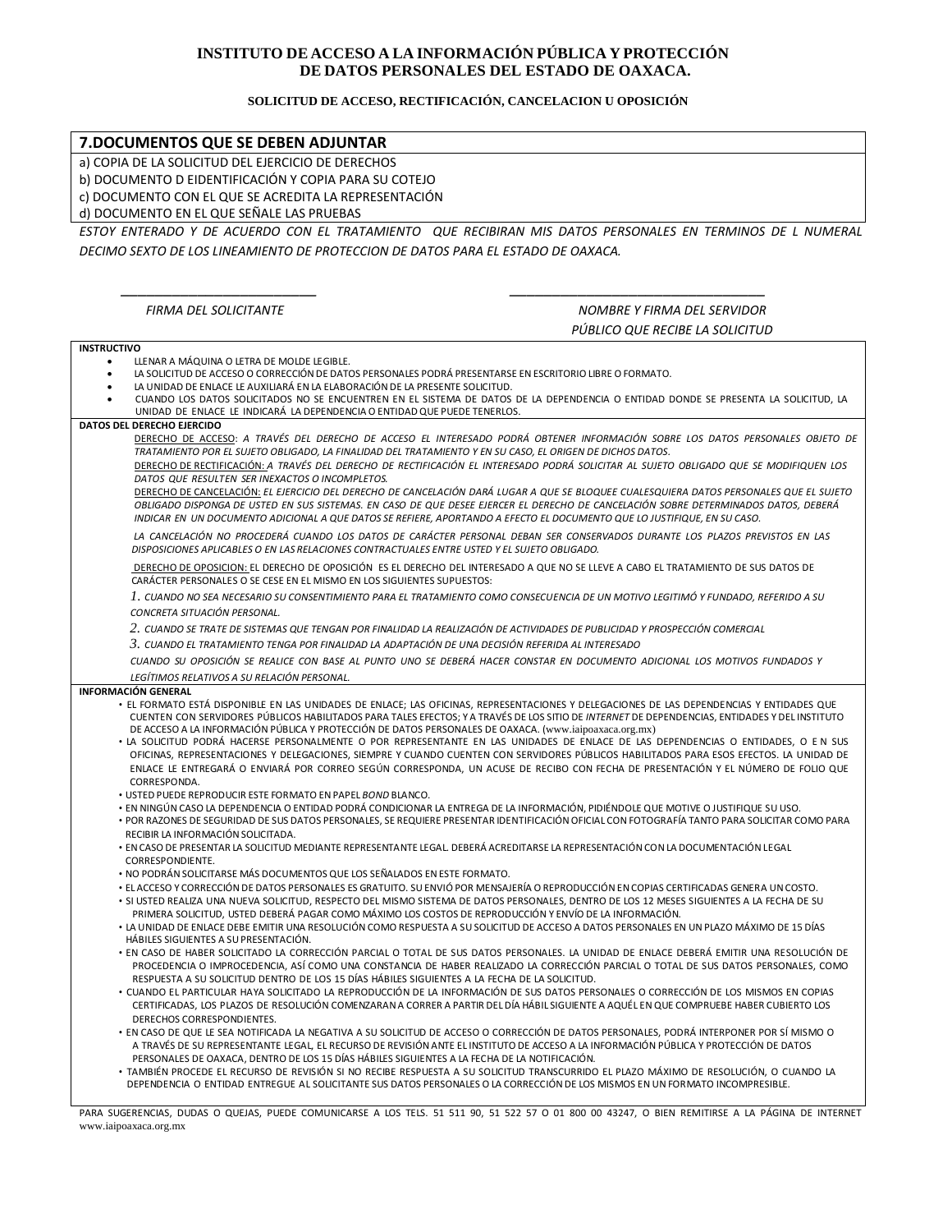**INSTITUTO DE ACCESO A LA INFORMACIÓN PÚBLICA Y PROTECCIÓN DE DATOS PERSONALES DEL ESTADO DE OAXACA.**

**SOLICITUD DE ACCESO, RECTIFICACIÓN, CANCELACION U OPOSICIÓN**

## 7.DOCUMENTOS QUE SE DEBEN ADJUNTAR

a) COPIA DE LA SOLICITUD DEL EJERCICIO DE DERECHOS
b) DOCUMENTO D EIDENTIFICACIÓN Y COPIA PARA SU COTEJO
c) DOCUMENTO CON EL QUE SE ACREDITA LA REPRESENTACIÓN
d) DOCUMENTO EN EL QUE SEÑALE LAS PRUEBAS

*ESTOY ENTERADO Y DE ACUERDO CON EL TRATAMIENTO QUE RECIBIRAN MIS DATOS PERSONALES EN TERMINOS DE L NUMERAL DECIMO SEXTO DE LOS LINEAMIENTO DE PROTECCION DE DATOS PARA EL ESTADO DE OAXACA.*

_____________________________ &nbsp;&nbsp;&nbsp;&nbsp;&nbsp;&nbsp;&nbsp;&nbsp; _____________________________________

*FIRMA DEL SOLICITANTE* &nbsp;&nbsp;&nbsp;&nbsp;&nbsp;&nbsp;&nbsp;&nbsp; *NOMBRE Y FIRMA DEL SERVIDOR PÚBLICO QUE RECIBE LA SOLICITUD*

**INSTRUCTIVO**

- LLENAR A MÁQUINA O LETRA DE MOLDE LEGIBLE.
- LA SOLICITUD DE ACCESO O CORRECCIÓN DE DATOS PERSONALES PODRÁ PRESENTARSE EN ESCRITORIO LIBRE O FORMATO.
- LA UNIDAD DE ENLACE LE AUXILIARÁ EN LA ELABORACIÓN DE LA PRESENTE SOLICITUD.
- CUANDO LOS DATOS SOLICITADOS NO SE ENCUENTREN EN EL SISTEMA DE DATOS DE LA DEPENDENCIA O ENTIDAD DONDE SE PRESENTA LA SOLICITUD, LA UNIDAD DE ENLACE LE INDICARÁ LA DEPENDENCIA O ENTIDAD QUE PUEDE TENERLOS.

**DATOS DEL DERECHO EJERCIDO**

DERECHO DE ACCESO: *A TRAVÉS DEL DERECHO DE ACCESO EL INTERESADO PODRÁ OBTENER INFORMACIÓN SOBRE LOS DATOS PERSONALES OBJETO DE TRATAMIENTO POR EL SUJETO OBLIGADO, LA FINALIDAD DEL TRATAMIENTO Y EN SU CASO, EL ORIGEN DE DICHOS DATOS.*

DERECHO DE RECTIFICACIÓN: *A TRAVÉS DEL DERECHO DE RECTIFICACIÓN EL INTERESADO PODRÁ SOLICITAR AL SUJETO OBLIGADO QUE SE MODIFIQUEN LOS DATOS QUE RESULTEN SER INEXACTOS O INCOMPLETOS.*

DERECHO DE CANCELACIÓN: *EL EJERCICIO DEL DERECHO DE CANCELACIÓN DARÁ LUGAR A QUE SE BLOQUEE CUALESQUIERA DATOS PERSONALES QUE EL SUJETO OBLIGADO DISPONGA DE USTED EN SUS SISTEMAS. EN CASO DE QUE DESEE EJERCER EL DERECHO DE CANCELACIÓN SOBRE DETERMINADOS DATOS, DEBERÁ INDICAR EN UN DOCUMENTO ADICIONAL A QUE DATOS SE REFIERE, APORTANDO A EFECTO EL DOCUMENTO QUE LO JUSTIFIQUE, EN SU CASO.*

*LA CANCELACIÓN NO PROCEDERÁ CUANDO LOS DATOS DE CARÁCTER PERSONAL DEBAN SER CONSERVADOS DURANTE LOS PLAZOS PREVISTOS EN LAS DISPOSICIONES APLICABLES O EN LAS RELACIONES CONTRACTUALES ENTRE USTED Y EL SUJETO OBLIGADO.*

DERECHO DE OPOSICION: EL DERECHO DE OPOSICIÓN ES EL DERECHO DEL INTERESADO A QUE NO SE LLEVE A CABO EL TRATAMIENTO DE SUS DATOS DE CARÁCTER PERSONALES O SE CESE EN EL MISMO EN LOS SIGUIENTES SUPUESTOS:

1. *CUANDO NO SEA NECESARIO SU CONSENTIMIENTO PARA EL TRATAMIENTO COMO CONSECUENCIA DE UN MOTIVO LEGITIMÓ Y FUNDADO, REFERIDO A SU CONCRETA SITUACIÓN PERSONAL.*
2. *CUANDO SE TRATE DE SISTEMAS QUE TENGAN POR FINALIDAD LA REALIZACIÓN DE ACTIVIDADES DE PUBLICIDAD Y PROSPECCIÓN COMERCIAL*
3. *CUANDO EL TRATAMIENTO TENGA POR FINALIDAD LA ADAPTACIÓN DE UNA DECISIÓN REFERIDA AL INTERESADO*

*CUANDO SU OPOSICIÓN SE REALICE CON BASE AL PUNTO UNO SE DEBERÁ HACER CONSTAR EN DOCUMENTO ADICIONAL LOS MOTIVOS FUNDADOS Y LEGÍTIMOS RELATIVOS A SU RELACIÓN PERSONAL.*

**INFORMACIÓN GENERAL**

- EL FORMATO ESTÁ DISPONIBLE EN LAS UNIDADES DE ENLACE; LAS OFICINAS, REPRESENTACIONES Y DELEGACIONES DE LAS DEPENDENCIAS Y ENTIDADES QUE CUENTEN CON SERVIDORES PÚBLICOS HABILITADOS PARA TALES EFECTOS; Y A TRAVÉS DE LOS SITIO DE *INTERNET* DE DEPENDENCIAS, ENTIDADES Y DEL INSTITUTO DE ACCESO A LA INFORMACIÓN PÚBLICA Y PROTECCIÓN DE DATOS PERSONALES DE OAXACA. (www.iaipoaxaca.org.mx)
- LA SOLICITUD PODRÁ HACERSE PERSONALMENTE O POR REPRESENTANTE EN LAS UNIDADES DE ENLACE DE LAS DEPENDENCIAS O ENTIDADES, O E N SUS OFICINAS, REPRESENTACIONES Y DELEGACIONES, SIEMPRE Y CUANDO CUENTEN CON SERVIDORES PÚBLICOS HABILITADOS PARA ESOS EFECTOS. LA UNIDAD DE ENLACE LE ENTREGARÁ O ENVIARÁ POR CORREO SEGÚN CORRESPONDA, UN ACUSE DE RECIBO CON FECHA DE PRESENTACIÓN Y EL NÚMERO DE FOLIO QUE CORRESPONDA.
- USTED PUEDE REPRODUCIR ESTE FORMATO EN PAPEL *BOND* BLANCO.
- EN NINGÚN CASO LA DEPENDENCIA O ENTIDAD PODRÁ CONDICIONAR LA ENTREGA DE LA INFORMACIÓN, PIDIÉNDOLE QUE MOTIVE O JUSTIFIQUE SU USO.
- POR RAZONES DE SEGURIDAD DE SUS DATOS PERSONALES, SE REQUIERE PRESENTAR IDENTIFICACIÓN OFICIAL CON FOTOGRAFÍA TANTO PARA SOLICITAR COMO PARA RECIBIR LA INFORMACIÓN SOLICITADA.
- EN CASO DE PRESENTAR LA SOLICITUD MEDIANTE REPRESENTANTE LEGAL. DEBERÁ ACREDITARSE LA REPRESENTACIÓN CON LA DOCUMENTACIÓN LEGAL CORRESPONDIENTE.
- NO PODRÁN SOLICITARSE MÁS DOCUMENTOS QUE LOS SEÑALADOS EN ESTE FORMATO.
- EL ACCESO Y CORRECCIÓN DE DATOS PERSONALES ES GRATUITO. SU ENVIÓ POR MENSAJERÍA O REPRODUCCIÓN EN COPIAS CERTIFICADAS GENERA UN COSTO.
- SI USTED REALIZA UNA NUEVA SOLICITUD, RESPECTO DEL MISMO SISTEMA DE DATOS PERSONALES, DENTRO DE LOS 12 MESES SIGUIENTES A LA FECHA DE SU PRIMERA SOLICITUD, USTED DEBERÁ PAGAR COMO MÁXIMO LOS COSTOS DE REPRODUCCIÓN Y ENVÍO DE LA INFORMACIÓN.
- LA UNIDAD DE ENLACE DEBE EMITIR UNA RESOLUCIÓN COMO RESPUESTA A SU SOLICITUD DE ACCESO A DATOS PERSONALES EN UN PLAZO MÁXIMO DE 15 DÍAS HÁBILES SIGUIENTES A SU PRESENTACIÓN.
- EN CASO DE HABER SOLICITADO LA CORRECCIÓN PARCIAL O TOTAL DE SUS DATOS PERSONALES. LA UNIDAD DE ENLACE DEBERÁ EMITIR UNA RESOLUCIÓN DE PROCEDENCIA O IMPROCEDENCIA, ASÍ COMO UNA CONSTANCIA DE HABER REALIZADO LA CORRECCIÓN PARCIAL O TOTAL DE SUS DATOS PERSONALES, COMO RESPUESTA A SU SOLICITUD DENTRO DE LOS 15 DÍAS HÁBILES SIGUIENTES A LA FECHA DE LA SOLICITUD.
- CUANDO EL PARTICULAR HAYA SOLICITADO LA REPRODUCCIÓN DE LA INFORMACIÓN DE SUS DATOS PERSONALES O CORRECCIÓN DE LOS MISMOS EN COPIAS CERTIFICADAS, LOS PLAZOS DE RESOLUCIÓN COMENZARAN A CORRER A PARTIR DEL DÍA HÁBIL SIGUIENTE A AQUÉL EN QUE COMPRUEBE HABER CUBIERTO LOS DERECHOS CORRESPONDIENTES.
- EN CASO DE QUE LE SEA NOTIFICADA LA NEGATIVA A SU SOLICITUD DE ACCESO O CORRECCIÓN DE DATOS PERSONALES, PODRÁ INTERPONER POR SÍ MISMO O A TRAVÉS DE SU REPRESENTANTE LEGAL, EL RECURSO DE REVISIÓN ANTE EL INSTITUTO DE ACCESO A LA INFORMACIÓN PÚBLICA Y PROTECCIÓN DE DATOS PERSONALES DE OAXACA, DENTRO DE LOS 15 DÍAS HÁBILES SIGUIENTES A LA FECHA DE LA NOTIFICACIÓN.
- TAMBIÉN PROCEDE EL RECURSO DE REVISIÓN SI NO RECIBE RESPUESTA A SU SOLICITUD TRANSCURRIDO EL PLAZO MÁXIMO DE RESOLUCIÓN, O CUANDO LA DEPENDENCIA O ENTIDAD ENTREGUE AL SOLICITANTE SUS DATOS PERSONALES O LA CORRECCIÓN DE LOS MISMOS EN UN FORMATO INCOMPRESIBLE.

PARA SUGERENCIAS, DUDAS O QUEJAS, PUEDE COMUNICARSE A LOS TELS. 51 511 90, 51 522 57 O 01 800 00 43247, O BIEN REMITIRSE A LA PÁGINA DE INTERNET www.iaipoaxaca.org.mx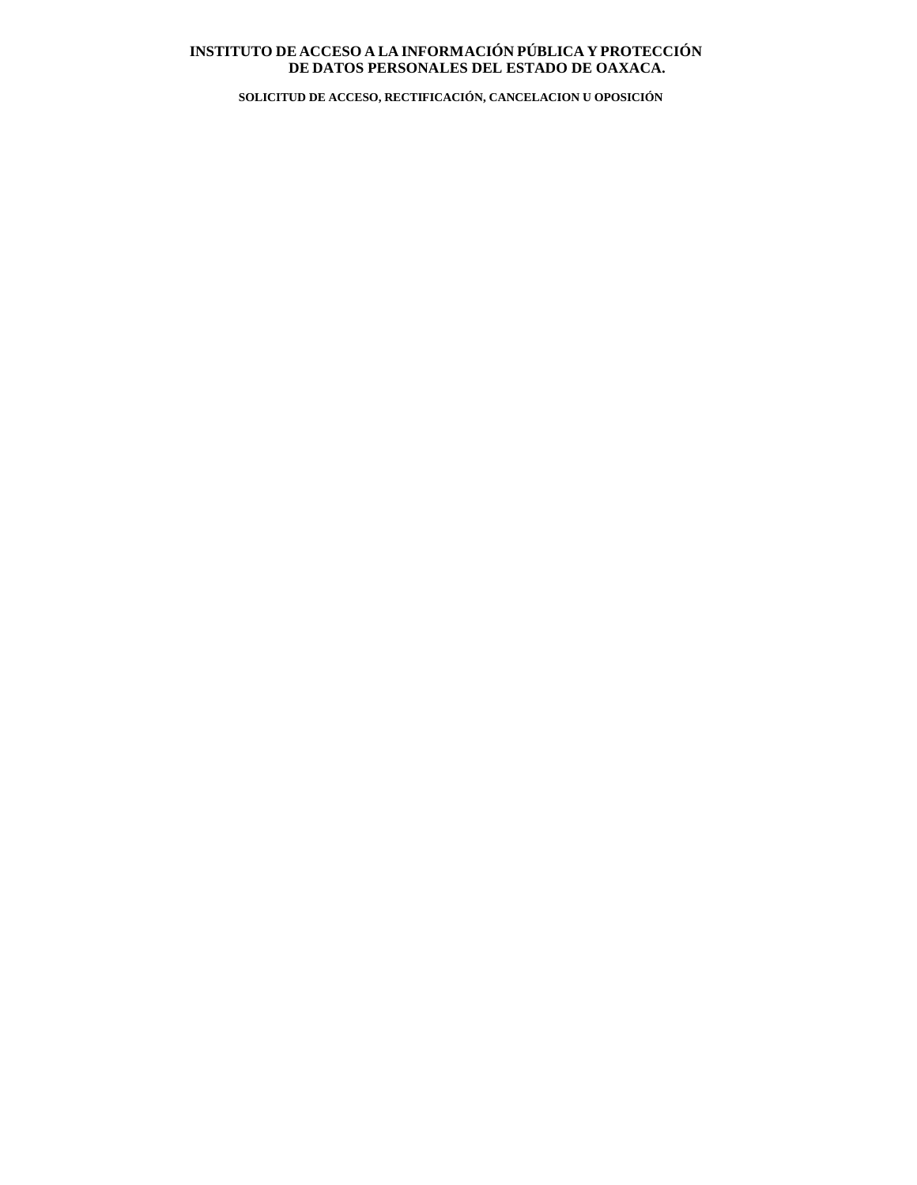**INSTITUTO DE ACCESO A LA INFORMACIÓN PÚBLICA Y PROTECCIÓN DE DATOS PERSONALES DEL ESTADO DE OAXACA.**

**SOLICITUD DE ACCESO, RECTIFICACIÓN, CANCELACION U OPOSICIÓN**